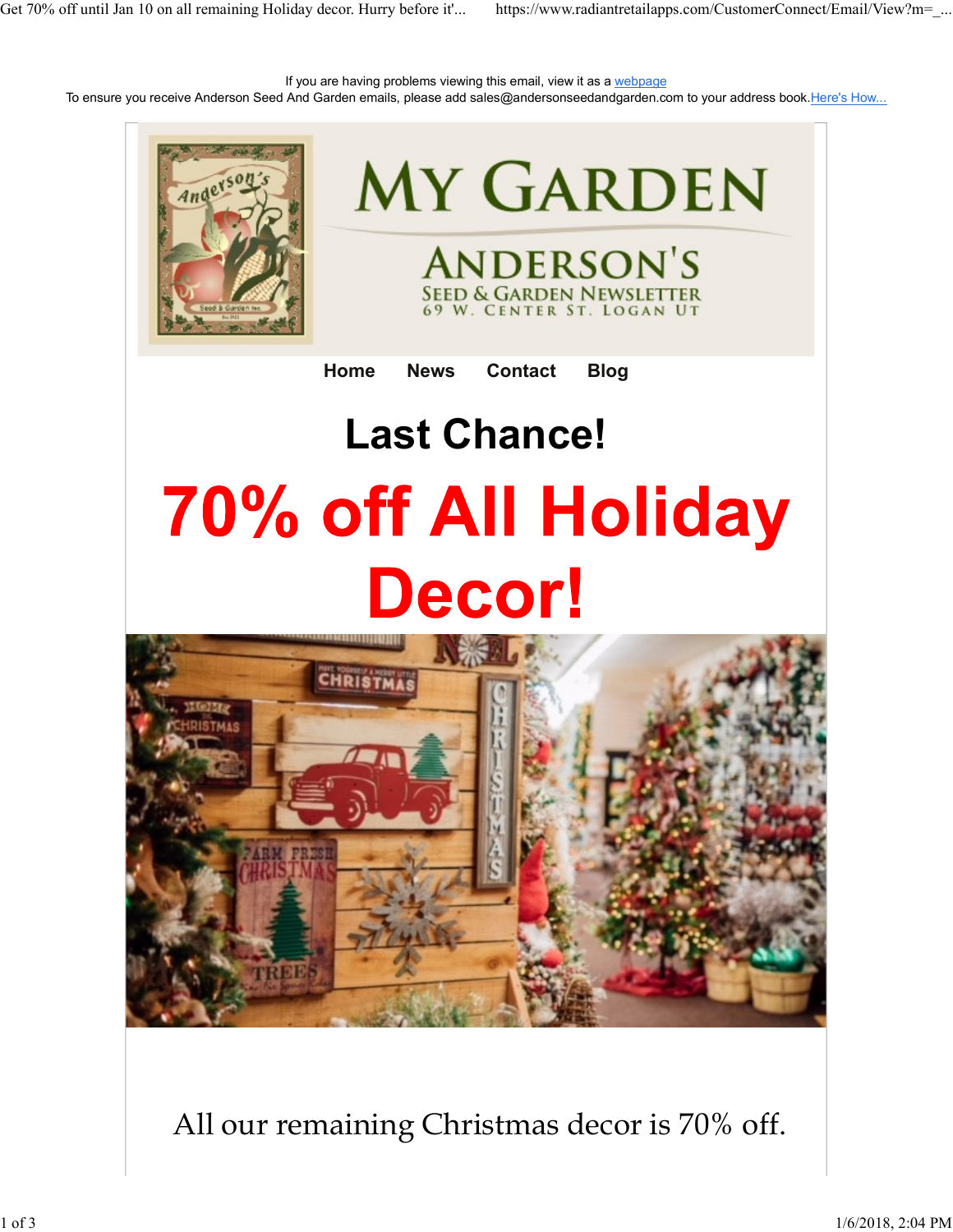If you are having problems viewing this email, view it as a webpage
To ensure you receive Anderson Seed And Garden emails, please add sales@andersonseedandgarden.com to your address book. Here's How...

# MY GARDEN

## ANDERSON'S

SEED & GARDEN NEWSLETTER
69 W. CENTER ST. LOGAN UT

Home News Contact Blog

# Last Chance!

# 70% off All Holiday Decor!

All our remaining Christmas decor is 70% off.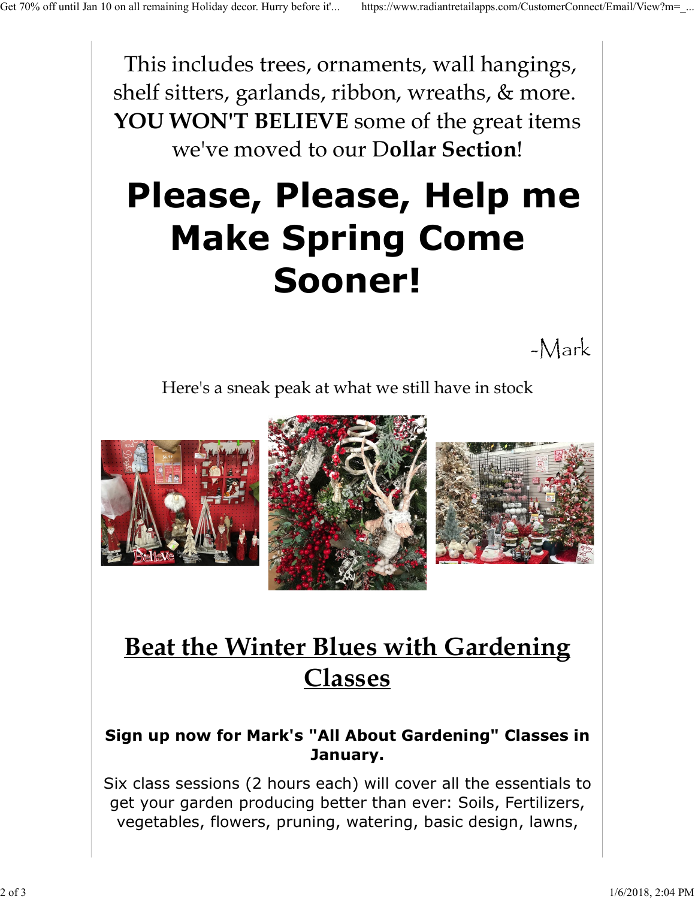This includes trees, ornaments, wall hangings, shelf sitters, garlands, ribbon, wreaths, & more. **YOU WON'T BELIEVE** some of the great items we've moved to our D**ollar Section**!

# Please, Please, Help me Make Spring Come Sooner!

-Mark

Here's a sneak peak at what we still have in stock

## Beat the Winter Blues with Gardening Classes

**Sign up now for Mark's "All About Gardening" Classes in January.**

Six class sessions (2 hours each) will cover all the essentials to get your garden producing better than ever: Soils, Fertilizers, vegetables, flowers, pruning, watering, basic design, lawns,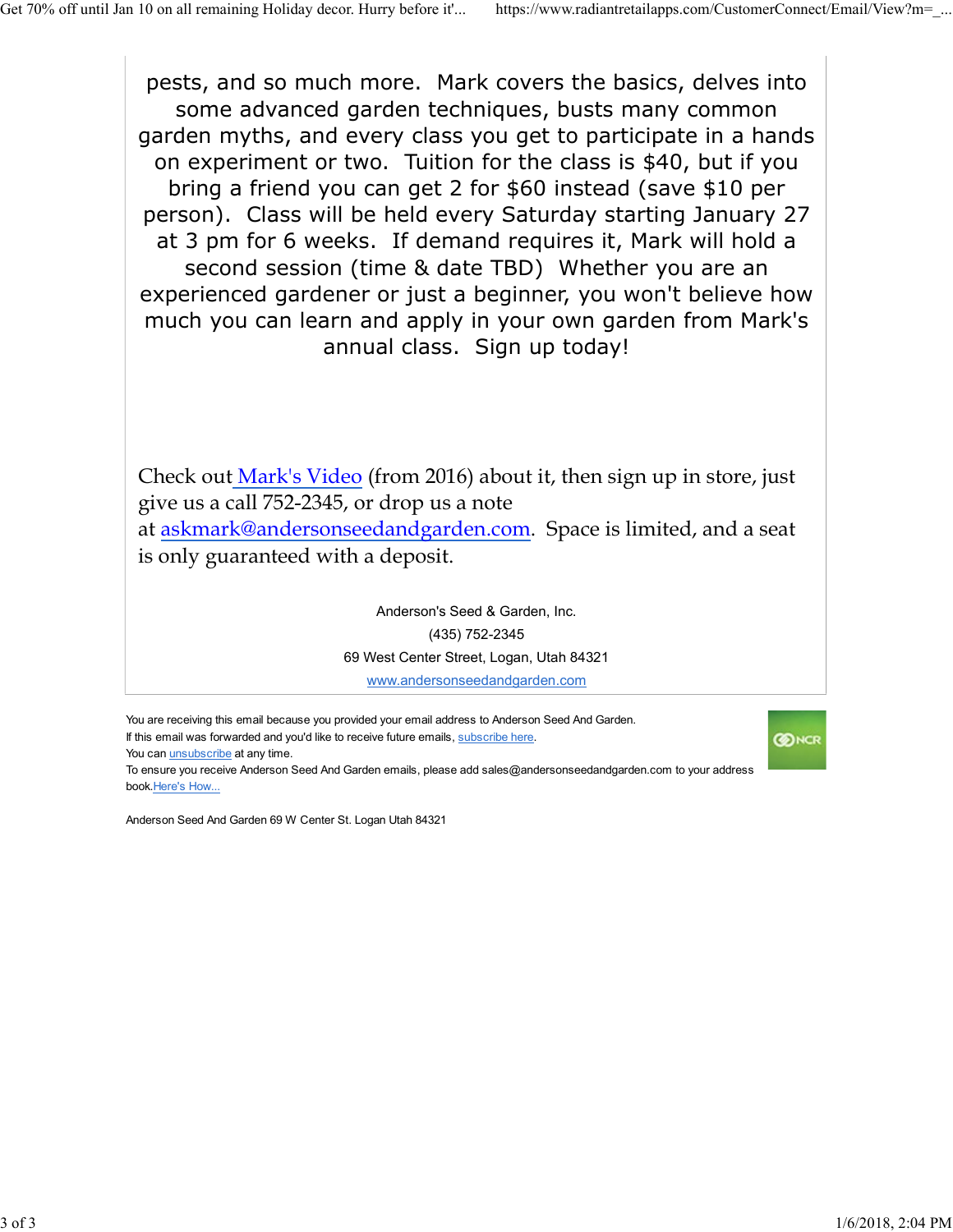pests, and so much more. Mark covers the basics, delves into some advanced garden techniques, busts many common garden myths, and every class you get to participate in a hands on experiment or two. Tuition for the class is $40, but if you bring a friend you can get 2 for $60 instead (save $10 per person). Class will be held every Saturday starting January 27 at 3 pm for 6 weeks. If demand requires it, Mark will hold a second session (time & date TBD) Whether you are an experienced gardener or just a beginner, you won't believe how much you can learn and apply in your own garden from Mark's annual class. Sign up today!

Check out Mark's Video (from 2016) about it, then sign up in store, just give us a call 752-2345, or drop us a note at askmark@andersonseedandgarden.com. Space is limited, and a seat is only guaranteed with a deposit.

Anderson's Seed & Garden, Inc.
(435) 752-2345
69 West Center Street, Logan, Utah 84321
www.andersonseedandgarden.com

You are receiving this email because you provided your email address to Anderson Seed And Garden.
If this email was forwarded and you'd like to receive future emails, subscribe here.
You can unsubscribe at any time.
To ensure you receive Anderson Seed And Garden emails, please add sales@andersonseedandgarden.com to your address book.Here's How...

NCR

Anderson Seed And Garden 69 W Center St. Logan Utah 84321